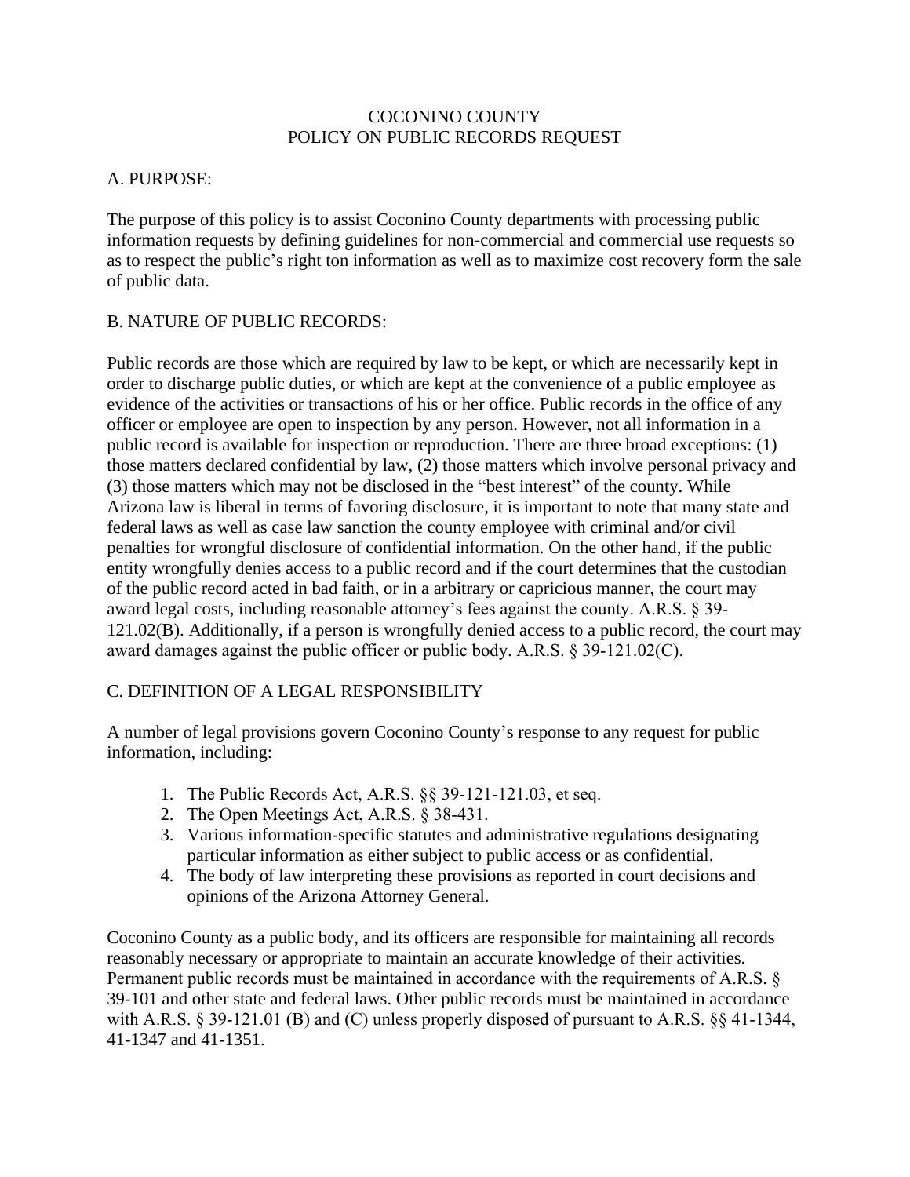# COCONINO COUNTY
# POLICY ON PUBLIC RECORDS REQUEST

## A. PURPOSE:

The purpose of this policy is to assist Coconino County departments with processing public information requests by defining guidelines for non-commercial and commercial use requests so as to respect the public's right ton information as well as to maximize cost recovery form the sale of public data.

## B. NATURE OF PUBLIC RECORDS:

Public records are those which are required by law to be kept, or which are necessarily kept in order to discharge public duties, or which are kept at the convenience of a public employee as evidence of the activities or transactions of his or her office. Public records in the office of any officer or employee are open to inspection by any person. However, not all information in a public record is available for inspection or reproduction. There are three broad exceptions: (1) those matters declared confidential by law, (2) those matters which involve personal privacy and (3) those matters which may not be disclosed in the "best interest" of the county. While Arizona law is liberal in terms of favoring disclosure, it is important to note that many state and federal laws as well as case law sanction the county employee with criminal and/or civil penalties for wrongful disclosure of confidential information. On the other hand, if the public entity wrongfully denies access to a public record and if the court determines that the custodian of the public record acted in bad faith, or in a arbitrary or capricious manner, the court may award legal costs, including reasonable attorney's fees against the county. A.R.S. § 39-121.02(B). Additionally, if a person is wrongfully denied access to a public record, the court may award damages against the public officer or public body. A.R.S. § 39-121.02(C).

## C. DEFINITION OF A LEGAL RESPONSIBILITY

A number of legal provisions govern Coconino County's response to any request for public information, including:

1. The Public Records Act, A.R.S. §§ 39-121-121.03, et seq.
2. The Open Meetings Act, A.R.S. § 38-431.
3. Various information-specific statutes and administrative regulations designating particular information as either subject to public access or as confidential.
4. The body of law interpreting these provisions as reported in court decisions and opinions of the Arizona Attorney General.

Coconino County as a public body, and its officers are responsible for maintaining all records reasonably necessary or appropriate to maintain an accurate knowledge of their activities. Permanent public records must be maintained in accordance with the requirements of A.R.S. § 39-101 and other state and federal laws. Other public records must be maintained in accordance with A.R.S. § 39-121.01 (B) and (C) unless properly disposed of pursuant to A.R.S. §§ 41-1344, 41-1347 and 41-1351.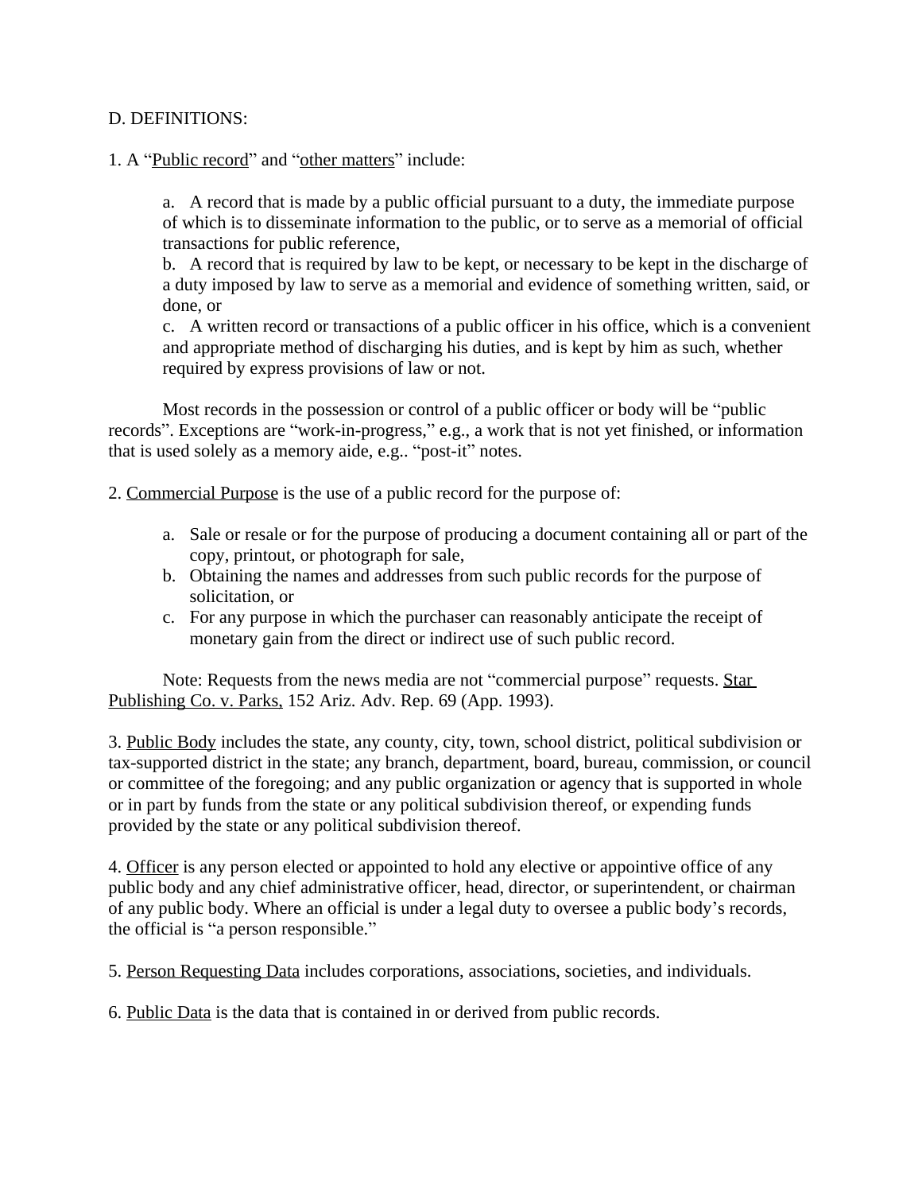D. DEFINITIONS:

1. A "<u>Public record</u>" and "<u>other matters</u>" include:

> a. A record that is made by a public official pursuant to a duty, the immediate purpose of which is to disseminate information to the public, or to serve as a memorial of official transactions for public reference,
>
> b. A record that is required by law to be kept, or necessary to be kept in the discharge of a duty imposed by law to serve as a memorial and evidence of something written, said, or done, or
>
> c. A written record or transactions of a public officer in his office, which is a convenient and appropriate method of discharging his duties, and is kept by him as such, whether required by express provisions of law or not.

Most records in the possession or control of a public officer or body will be "public records". Exceptions are "work-in-progress," e.g., a work that is not yet finished, or information that is used solely as a memory aide, e.g.. "post-it" notes.

2. <u>Commercial Purpose</u> is the use of a public record for the purpose of:

a. Sale or resale or for the purpose of producing a document containing all or part of the copy, printout, or photograph for sale,
b. Obtaining the names and addresses from such public records for the purpose of solicitation, or
c. For any purpose in which the purchaser can reasonably anticipate the receipt of monetary gain from the direct or indirect use of such public record.

Note: Requests from the news media are not "commercial purpose" requests. <u>Star Publishing Co. v. Parks,</u> 152 Ariz. Adv. Rep. 69 (App. 1993).

3. <u>Public Body</u> includes the state, any county, city, town, school district, political subdivision or tax-supported district in the state; any branch, department, board, bureau, commission, or council or committee of the foregoing; and any public organization or agency that is supported in whole or in part by funds from the state or any political subdivision thereof, or expending funds provided by the state or any political subdivision thereof.

4. <u>Officer</u> is any person elected or appointed to hold any elective or appointive office of any public body and any chief administrative officer, head, director, or superintendent, or chairman of any public body. Where an official is under a legal duty to oversee a public body's records, the official is "a person responsible."

5. <u>Person Requesting Data</u> includes corporations, associations, societies, and individuals.

6. <u>Public Data</u> is the data that is contained in or derived from public records.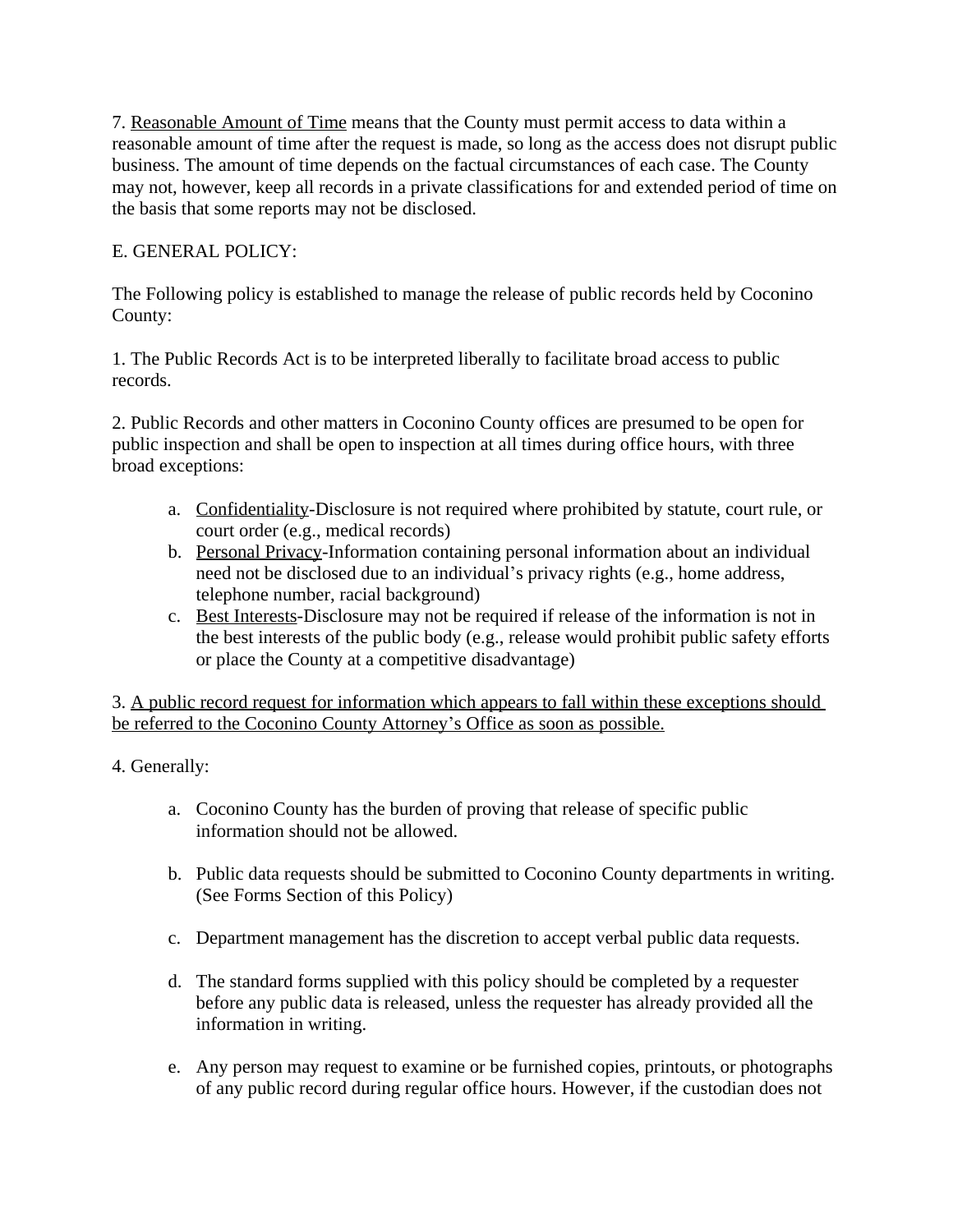7. <u>Reasonable Amount of Time</u> means that the County must permit access to data within a reasonable amount of time after the request is made, so long as the access does not disrupt public business. The amount of time depends on the factual circumstances of each case. The County may not, however, keep all records in a private classifications for and extended period of time on the basis that some reports may not be disclosed.

E. GENERAL POLICY:

The Following policy is established to manage the release of public records held by Coconino County:

1. The Public Records Act is to be interpreted liberally to facilitate broad access to public records.

2. Public Records and other matters in Coconino County offices are presumed to be open for public inspection and shall be open to inspection at all times during office hours, with three broad exceptions:

   a. <u>Confidentiality</u>-Disclosure is not required where prohibited by statute, court rule, or court order (e.g., medical records)
   b. <u>Personal Privacy</u>-Information containing personal information about an individual need not be disclosed due to an individual's privacy rights (e.g., home address, telephone number, racial background)
   c. <u>Best Interests</u>-Disclosure may not be required if release of the information is not in the best interests of the public body (e.g., release would prohibit public safety efforts or place the County at a competitive disadvantage)

3. <u>A public record request for information which appears to fall within these exceptions should be referred to the Coconino County Attorney's Office as soon as possible.</u>

4. Generally:

   a. Coconino County has the burden of proving that release of specific public information should not be allowed.

   b. Public data requests should be submitted to Coconino County departments in writing. (See Forms Section of this Policy)

   c. Department management has the discretion to accept verbal public data requests.

   d. The standard forms supplied with this policy should be completed by a requester before any public data is released, unless the requester has already provided all the information in writing.

   e. Any person may request to examine or be furnished copies, printouts, or photographs of any public record during regular office hours. However, if the custodian does not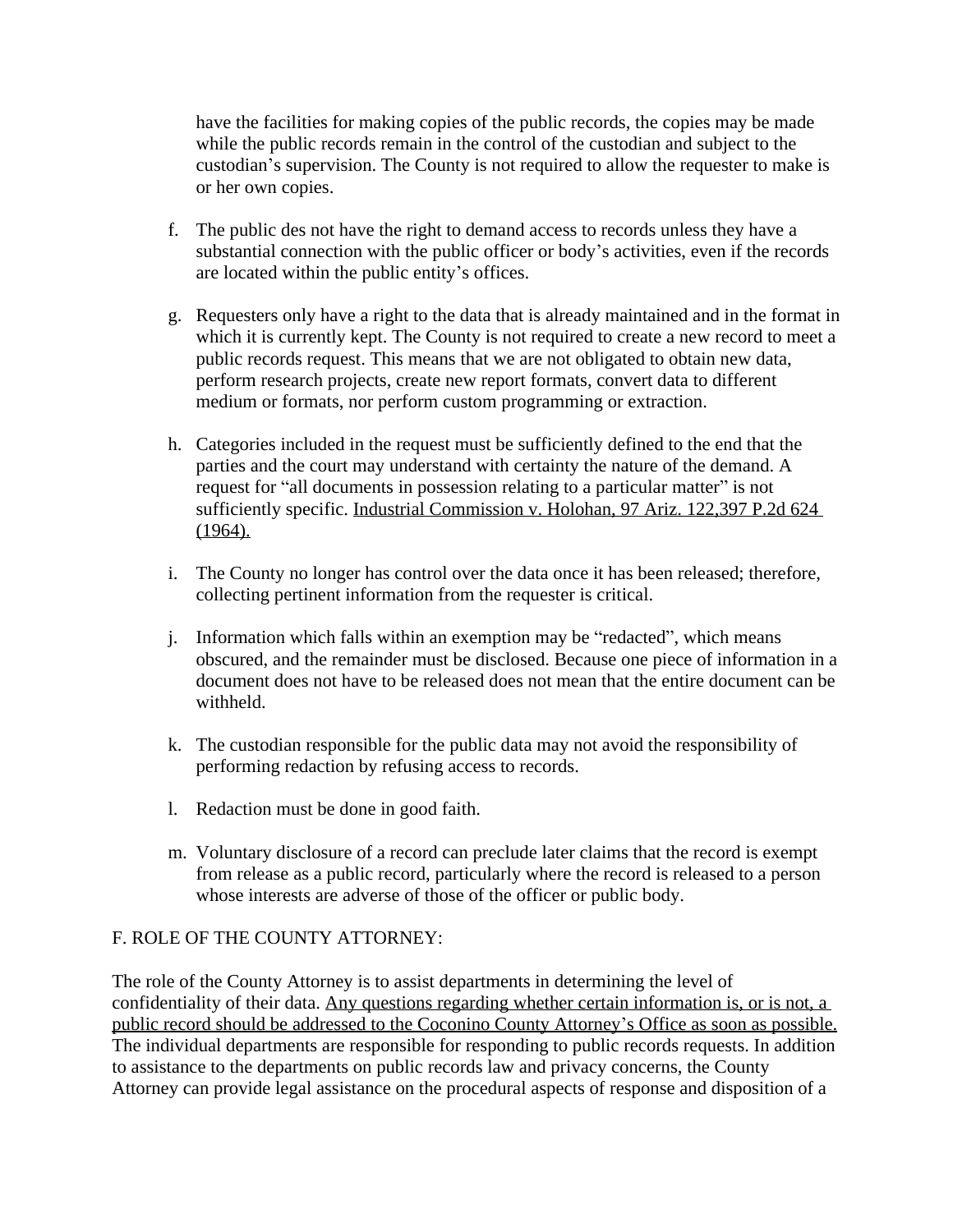have the facilities for making copies of the public records, the copies may be made while the public records remain in the control of the custodian and subject to the custodian's supervision. The County is not required to allow the requester to make is or her own copies.

f. The public des not have the right to demand access to records unless they have a substantial connection with the public officer or body's activities, even if the records are located within the public entity's offices.

g. Requesters only have a right to the data that is already maintained and in the format in which it is currently kept. The County is not required to create a new record to meet a public records request. This means that we are not obligated to obtain new data, perform research projects, create new report formats, convert data to different medium or formats, nor perform custom programming or extraction.

h. Categories included in the request must be sufficiently defined to the end that the parties and the court may understand with certainty the nature of the demand. A request for "all documents in possession relating to a particular matter" is not sufficiently specific. <u>Industrial Commission v. Holohan, 97 Ariz. 122,397 P.2d 624 (1964).</u>

i. The County no longer has control over the data once it has been released; therefore, collecting pertinent information from the requester is critical.

j. Information which falls within an exemption may be "redacted", which means obscured, and the remainder must be disclosed. Because one piece of information in a document does not have to be released does not mean that the entire document can be withheld.

k. The custodian responsible for the public data may not avoid the responsibility of performing redaction by refusing access to records.

l. Redaction must be done in good faith.

m. Voluntary disclosure of a record can preclude later claims that the record is exempt from release as a public record, particularly where the record is released to a person whose interests are adverse of those of the officer or public body.

F. ROLE OF THE COUNTY ATTORNEY:

The role of the County Attorney is to assist departments in determining the level of confidentiality of their data. <u>Any questions regarding whether certain information is, or is not, a public record should be addressed to the Coconino County Attorney's Office as soon as possible.</u> The individual departments are responsible for responding to public records requests. In addition to assistance to the departments on public records law and privacy concerns, the County Attorney can provide legal assistance on the procedural aspects of response and disposition of a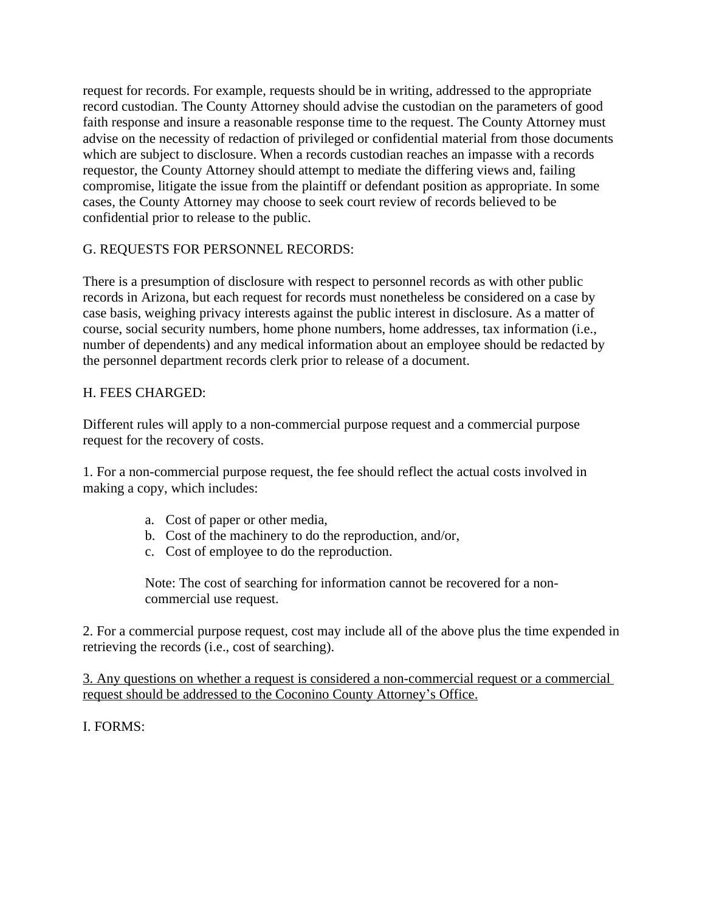request for records. For example, requests should be in writing, addressed to the appropriate record custodian. The County Attorney should advise the custodian on the parameters of good faith response and insure a reasonable response time to the request. The County Attorney must advise on the necessity of redaction of privileged or confidential material from those documents which are subject to disclosure. When a records custodian reaches an impasse with a records requestor, the County Attorney should attempt to mediate the differing views and, failing compromise, litigate the issue from the plaintiff or defendant position as appropriate. In some cases, the County Attorney may choose to seek court review of records believed to be confidential prior to release to the public.

G. REQUESTS FOR PERSONNEL RECORDS:

There is a presumption of disclosure with respect to personnel records as with other public records in Arizona, but each request for records must nonetheless be considered on a case by case basis, weighing privacy interests against the public interest in disclosure. As a matter of course, social security numbers, home phone numbers, home addresses, tax information (i.e., number of dependents) and any medical information about an employee should be redacted by the personnel department records clerk prior to release of a document.

H. FEES CHARGED:

Different rules will apply to a non-commercial purpose request and a commercial purpose request for the recovery of costs.

1. For a non-commercial purpose request, the fee should reflect the actual costs involved in making a copy, which includes:

   a. Cost of paper or other media,
   b. Cost of the machinery to do the reproduction, and/or,
   c. Cost of employee to do the reproduction.

   Note: The cost of searching for information cannot be recovered for a non-commercial use request.

2. For a commercial purpose request, cost may include all of the above plus the time expended in retrieving the records (i.e., cost of searching).

<u>3. Any questions on whether a request is considered a non-commercial request or a commercial request should be addressed to the Coconino County Attorney's Office.</u>

I. FORMS: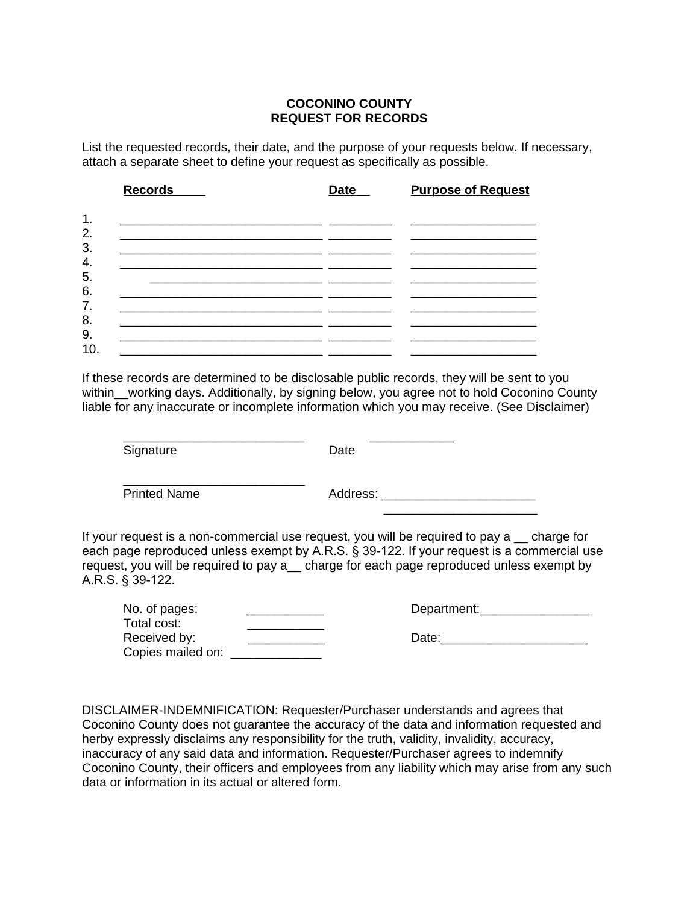# COCONINO COUNTY
## REQUEST FOR RECORDS

List the requested records, their date, and the purpose of your requests below. If necessary, attach a separate sheet to define your request as specifically as possible.

| | Records | Date | Purpose of Request |
|---|---|---|---|
| 1. | ______________________________ | _________ | __________________ |
| 2. | ______________________________ | _________ | __________________ |
| 3. | ______________________________ | _________ | __________________ |
| 4. | ______________________________ | _________ | __________________ |
| 5. | _________________________ | _________ | __________________ |
| 6. | ______________________________ | _________ | __________________ |
| 7. | ______________________________ | _________ | __________________ |
| 8. | ______________________________ | _________ | __________________ |
| 9. | ______________________________ | _________ | __________________ |
| 10. | ______________________________ | _________ | __________________ |

If these records are determined to be disclosable public records, they will be sent to you within__working days. Additionally, by signing below, you agree not to hold Coconino County liable for any inaccurate or incomplete information which you may receive. (See Disclaimer)

___________________________ ____________
Signature Date

___________________________
Printed Name Address: ______________________
______________________

If your request is a non-commercial use request, you will be required to pay a __ charge for each page reproduced unless exempt by A.R.S. § 39-122. If your request is a commercial use request, you will be required to pay a__ charge for each page reproduced unless exempt by A.R.S. § 39-122.

No. of pages: ___________ Department:________________
Total cost: ___________
Received by: ___________ Date:_____________________
Copies mailed on: _____________

DISCLAIMER-INDEMNIFICATION: Requester/Purchaser understands and agrees that Coconino County does not guarantee the accuracy of the data and information requested and herby expressly disclaims any responsibility for the truth, validity, invalidity, accuracy, inaccuracy of any said data and information. Requester/Purchaser agrees to indemnify Coconino County, their officers and employees from any liability which may arise from any such data or information in its actual or altered form.